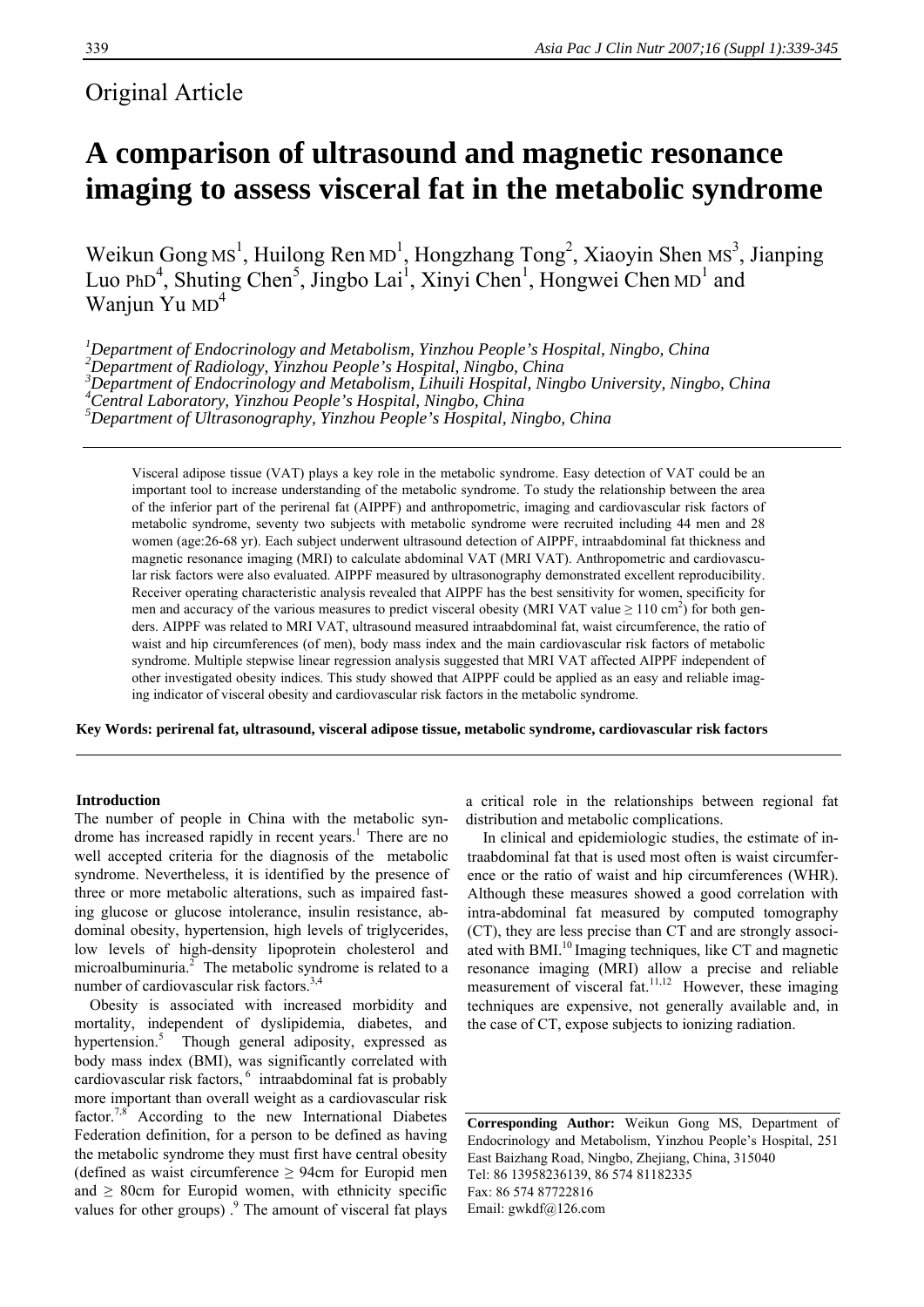Original Article

# A comparison of ultrasound and magnetic resonance imaging to assess visceral fat in the metabolic syndrome

Weikun Gong MS[1], Huilong Ren MD[1], Hongzhang Tong[2], Xiaoyin Shen MS[3], Jianping Luo PhD[4], Shuting Chen[5], Jingbo Lai[1], Xinyi Chen[1], Hongwei Chen MD[1] and Wanjun Yu MD[4]

*[1]Department of Endocrinology and Metabolism, Yinzhou People's Hospital, Ningbo, China*
*[2]Department of Radiology, Yinzhou People's Hospital, Ningbo, China*
*[3]Department of Endocrinology and Metabolism, Lihuili Hospital, Ningbo University, Ningbo, China*
*[4]Central Laboratory, Yinzhou People's Hospital, Ningbo, China*
*[5]Department of Ultrasonography, Yinzhou People's Hospital, Ningbo, China*

Visceral adipose tissue (VAT) plays a key role in the metabolic syndrome. Easy detection of VAT could be an important tool to increase understanding of the metabolic syndrome. To study the relationship between the area of the inferior part of the perirenal fat (AIPPF) and anthropometric, imaging and cardiovascular risk factors of metabolic syndrome, seventy two subjects with metabolic syndrome were recruited including 44 men and 28 women (age:26-68 yr). Each subject underwent ultrasound detection of AIPPF, intraabdominal fat thickness and magnetic resonance imaging (MRI) to calculate abdominal VAT (MRI VAT). Anthropometric and cardiovascular risk factors were also evaluated. AIPPF measured by ultrasonography demonstrated excellent reproducibility. Receiver operating characteristic analysis revealed that AIPPF has the best sensitivity for women, specificity for men and accuracy of the various measures to predict visceral obesity (MRI VAT value ≥ 110 $cm^2$) for both genders. AIPPF was related to MRI VAT, ultrasound measured intraabdominal fat, waist circumference, the ratio of waist and hip circumferences (of men), body mass index and the main cardiovascular risk factors of metabolic syndrome. Multiple stepwise linear regression analysis suggested that MRI VAT affected AIPPF independent of other investigated obesity indices. This study showed that AIPPF could be applied as an easy and reliable imaging indicator of visceral obesity and cardiovascular risk factors in the metabolic syndrome.

**Key Words: perirenal fat, ultrasound, visceral adipose tissue, metabolic syndrome, cardiovascular risk factors**

## Introduction

The number of people in China with the metabolic syndrome has increased rapidly in recent years.[1] There are no well accepted criteria for the diagnosis of the metabolic syndrome. Nevertheless, it is identified by the presence of three or more metabolic alterations, such as impaired fasting glucose or glucose intolerance, insulin resistance, abdominal obesity, hypertension, high levels of triglycerides, low levels of high-density lipoprotein cholesterol and microalbuminuria.[2] The metabolic syndrome is related to a number of cardiovascular risk factors.[3,4]

Obesity is associated with increased morbidity and mortality, independent of dyslipidemia, diabetes, and hypertension.[5] Though general adiposity, expressed as body mass index (BMI), was significantly correlated with cardiovascular risk factors,[6] intraabdominal fat is probably more important than overall weight as a cardiovascular risk factor.[7,8] According to the new International Diabetes Federation definition, for a person to be defined as having the metabolic syndrome they must first have central obesity (defined as waist circumference ≥ 94cm for Europid men and ≥ 80cm for Europid women, with ethnicity specific values for other groups).[9] The amount of visceral fat plays a critical role in the relationships between regional fat distribution and metabolic complications.

In clinical and epidemiologic studies, the estimate of intraabdominal fat that is used most often is waist circumference or the ratio of waist and hip circumferences (WHR). Although these measures showed a good correlation with intra-abdominal fat measured by computed tomography (CT), they are less precise than CT and are strongly associated with BMI.[10] Imaging techniques, like CT and magnetic resonance imaging (MRI) allow a precise and reliable measurement of visceral fat.[11,12] However, these imaging techniques are expensive, not generally available and, in the case of CT, expose subjects to ionizing radiation.

**Corresponding Author:** Weikun Gong MS, Department of Endocrinology and Metabolism, Yinzhou People's Hospital, 251 East Baizhang Road, Ningbo, Zhejiang, China, 315040
Tel: 86 13958236139, 86 574 81182335
Fax: 86 574 87722816
Email: gwkdf@126.com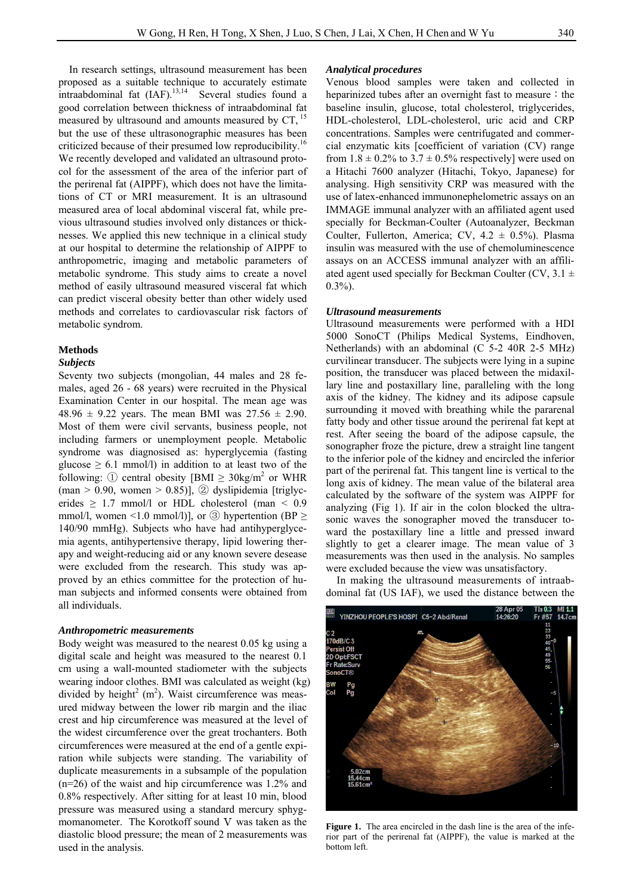In research settings, ultrasound measurement has been proposed as a suitable technique to accurately estimate intraabdominal fat (IAF).[13,14] Several studies found a good correlation between thickness of intraabdominal fat measured by ultrasound and amounts measured by CT,[15] but the use of these ultrasonographic measures has been criticized because of their presumed low reproducibility.[16] We recently developed and validated an ultrasound protocol for the assessment of the area of the inferior part of the perirenal fat (AIPPF), which does not have the limitations of CT or MRI measurement. It is an ultrasound measured area of local abdominal visceral fat, while previous ultrasound studies involved only distances or thicknesses. We applied this new technique in a clinical study at our hospital to determine the relationship of AIPPF to anthropometric, imaging and metabolic parameters of metabolic syndrome. This study aims to create a novel method of easily ultrasound measured visceral fat which can predict visceral obesity better than other widely used methods and correlates to cardiovascular risk factors of metabolic syndrom.

## Methods

### Subjects

Seventy two subjects (mongolian, 44 males and 28 females, aged 26 - 68 years) were recruited in the Physical Examination Center in our hospital. The mean age was 48.96 ± 9.22 years. The mean BMI was 27.56 ± 2.90. Most of them were civil servants, business people, not including farmers or unemployment people. Metabolic syndrome was diagnosised as: hyperglycemia (fasting glucose ≥ 6.1 mmol/l) in addition to at least two of the following: ① central obesity [BMI ≥ 30kg/m$^2$ or WHR (man > 0.90, women > 0.85)], ② dyslipidemia [triglycerides ≥ 1.7 mmol/l or HDL cholesterol (man < 0.9 mmol/l, women <1.0 mmol/l)], or ③ hypertention (BP ≥ 140/90 mmHg). Subjects who have had antihyperglycemia agents, antihypertensive therapy, lipid lowering therapy and weight-reducing aid or any known severe desease were excluded from the research. This study was approved by an ethics committee for the protection of human subjects and informed consents were obtained from all individuals.

### Anthropometric measurements

Body weight was measured to the nearest 0.05 kg using a digital scale and height was measured to the nearest 0.1 cm using a wall-mounted stadiometer with the subjects wearing indoor clothes. BMI was calculated as weight (kg) divided by height$^2$ (m$^2$). Waist circumference was measured midway between the lower rib margin and the iliac crest and hip circumference was measured at the level of the widest circumference over the great trochanters. Both circumferences were measured at the end of a gentle expiration while subjects were standing. The variability of duplicate measurements in a subsample of the population (n=26) of the waist and hip circumference was 1.2% and 0.8% respectively. After sitting for at least 10 min, blood pressure was measured using a standard mercury sphygmomanometer. The Korotkoff sound Ⅴ was taken as the diastolic blood pressure; the mean of 2 measurements was used in the analysis.

### Analytical procedures

Venous blood samples were taken and collected in heparinized tubes after an overnight fast to measure：the baseline insulin, glucose, total cholesterol, triglycerides, HDL-cholesterol, LDL-cholesterol, uric acid and CRP concentrations. Samples were centrifugated and commercial enzymatic kits [coefficient of variation (CV) range from 1.8 ± 0.2% to 3.7 ± 0.5% respectively] were used on a Hitachi 7600 analyzer (Hitachi, Tokyo, Japanese) for analysing. High sensitivity CRP was measured with the use of latex-enhanced immunonephelometric assays on an IMMAGE immunal analyzer with an affiliated agent used specially for Beckman-Coulter (Autoanalyzer, Beckman Coulter, Fullerton, America; CV, 4.2 ± 0.5%). Plasma insulin was measured with the use of chemoluminescence assays on an ACCESS immunal analyzer with an affiliated agent used specially for Beckman Coulter (CV, 3.1 ± 0.3%).

### Ultrasound measurements

Ultrasound measurements were performed with a HDI 5000 SonoCT (Philips Medical Systems, Eindhoven, Netherlands) with an abdominal (C 5-2 40R 2-5 MHz) curvilinear transducer. The subjects were lying in a supine position, the transducer was placed between the midaxillary line and postaxillary line, paralleling with the long axis of the kidney. The kidney and its adipose capsule surrounding it moved with breathing while the pararenal fatty body and other tissue around the perirenal fat kept at rest. After seeing the board of the adipose capsule, the sonographer froze the picture, drew a straight line tangent to the inferior pole of the kidney and encircled the inferior part of the perirenal fat. This tangent line is vertical to the long axis of kidney. The mean value of the bilateral area calculated by the software of the system was AIPPF for analyzing (Fig 1). If air in the colon blocked the ultrasonic waves the sonographer moved the transducer toward the postaxillary line a little and pressed inward slightly to get a clearer image. The mean value of 3 measurements was then used in the analysis. No samples were excluded because the view was unsatisfactory.

In making the ultrasound measurements of intraabdominal fat (US IAF), we used the distance between the

**Figure 1.** The area encircled in the dash line is the area of the inferior part of the perirenal fat (AIPPF), the value is marked at the bottom left.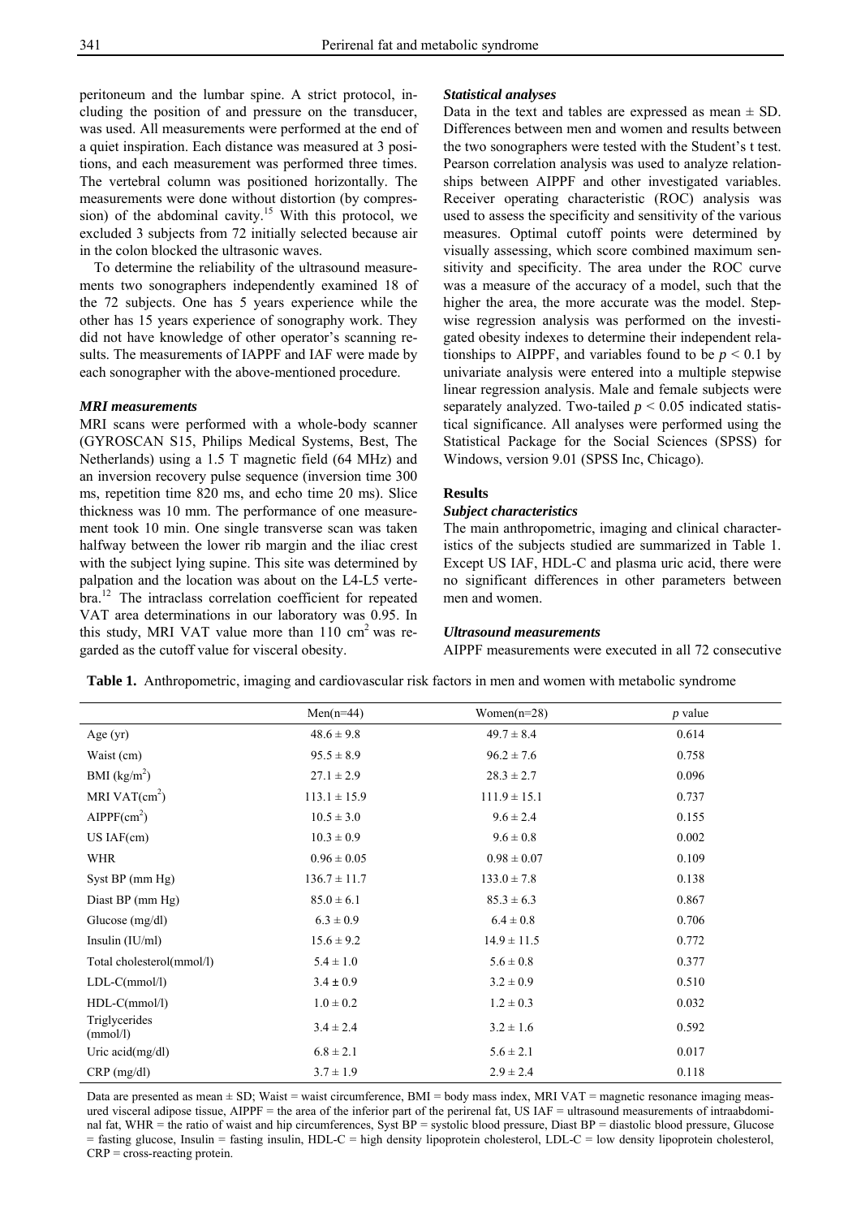peritoneum and the lumbar spine. A strict protocol, including the position of and pressure on the transducer, was used. All measurements were performed at the end of a quiet inspiration. Each distance was measured at 3 positions, and each measurement was performed three times. The vertebral column was positioned horizontally. The measurements were done without distortion (by compression) of the abdominal cavity.[15] With this protocol, we excluded 3 subjects from 72 initially selected because air in the colon blocked the ultrasonic waves.

To determine the reliability of the ultrasound measurements two sonographers independently examined 18 of the 72 subjects. One has 5 years experience while the other has 15 years experience of sonography work. They did not have knowledge of other operator's scanning results. The measurements of IAPPF and IAF were made by each sonographer with the above-mentioned procedure.

### *MRI measurements*

MRI scans were performed with a whole-body scanner (GYROSCAN S15, Philips Medical Systems, Best, The Netherlands) using a 1.5 T magnetic field (64 MHz) and an inversion recovery pulse sequence (inversion time 300 ms, repetition time 820 ms, and echo time 20 ms). Slice thickness was 10 mm. The performance of one measurement took 10 min. One single transverse scan was taken halfway between the lower rib margin and the iliac crest with the subject lying supine. This site was determined by palpation and the location was about on the L4-L5 vertebra.[12] The intraclass correlation coefficient for repeated VAT area determinations in our laboratory was 0.95. In this study, MRI VAT value more than 110 $cm^2$ was regarded as the cutoff value for visceral obesity.

### *Statistical analyses*

Data in the text and tables are expressed as mean ± SD. Differences between men and women and results between the two sonographers were tested with the Student's t test. Pearson correlation analysis was used to analyze relationships between AIPPF and other investigated variables. Receiver operating characteristic (ROC) analysis was used to assess the specificity and sensitivity of the various measures. Optimal cutoff points were determined by visually assessing, which score combined maximum sensitivity and specificity. The area under the ROC curve was a measure of the accuracy of a model, such that the higher the area, the more accurate was the model. Stepwise regression analysis was performed on the investigated obesity indexes to determine their independent relationships to AIPPF, and variables found to be $p < 0.1$ by univariate analysis were entered into a multiple stepwise linear regression analysis. Male and female subjects were separately analyzed. Two-tailed $p < 0.05$ indicated statistical significance. All analyses were performed using the Statistical Package for the Social Sciences (SPSS) for Windows, version 9.01 (SPSS Inc, Chicago).

## Results

### *Subject characteristics*

The main anthropometric, imaging and clinical characteristics of the subjects studied are summarized in Table 1. Except US IAF, HDL-C and plasma uric acid, there were no significant differences in other parameters between men and women.

### *Ultrasound measurements*

AIPPF measurements were executed in all 72 consecutive

**Table 1.** Anthropometric, imaging and cardiovascular risk factors in men and women with metabolic syndrome

| | Men(n=44) | Women(n=28) | *p* value |
|---|---|---|---|
| Age (yr) | 48.6 ± 9.8 | 49.7 ± 8.4 | 0.614 |
| Waist (cm) | 95.5 ± 8.9 | 96.2 ± 7.6 | 0.758 |
| BMI ($kg/m^2$) | 27.1 ± 2.9 | 28.3 ± 2.7 | 0.096 |
| MRI VAT($cm^2$) | 113.1 ± 15.9 | 111.9 ± 15.1 | 0.737 |
| AIPPF($cm^2$) | 10.5 ± 3.0 | 9.6 ± 2.4 | 0.155 |
| US IAF(cm) | 10.3 ± 0.9 | 9.6 ± 0.8 | 0.002 |
| WHR | 0.96 ± 0.05 | 0.98 ± 0.07 | 0.109 |
| Syst BP (mm Hg) | 136.7 ± 11.7 | 133.0 ± 7.8 | 0.138 |
| Diast BP (mm Hg) | 85.0 ± 6.1 | 85.3 ± 6.3 | 0.867 |
| Glucose (mg/dl) | 6.3 ± 0.9 | 6.4 ± 0.8 | 0.706 |
| Insulin (IU/ml) | 15.6 ± 9.2 | 14.9 ± 11.5 | 0.772 |
| Total cholesterol(mmol/l) | 5.4 ± 1.0 | 5.6 ± 0.8 | 0.377 |
| LDL-C(mmol/l) | 3.4 ± 0.9 | 3.2 ± 0.9 | 0.510 |
| HDL-C(mmol/l) | 1.0 ± 0.2 | 1.2 ± 0.3 | 0.032 |
| Triglycerides (mmol/l) | 3.4 ± 2.4 | 3.2 ± 1.6 | 0.592 |
| Uric acid(mg/dl) | 6.8 ± 2.1 | 5.6 ± 2.1 | 0.017 |
| CRP (mg/dl) | 3.7 ± 1.9 | 2.9 ± 2.4 | 0.118 |

Data are presented as mean ± SD; Waist = waist circumference, BMI = body mass index, MRI VAT = magnetic resonance imaging measured visceral adipose tissue, AIPPF = the area of the inferior part of the perirenal fat, US IAF = ultrasound measurements of intraabdominal fat, WHR = the ratio of waist and hip circumferences, Syst BP = systolic blood pressure, Diast BP = diastolic blood pressure, Glucose = fasting glucose, Insulin = fasting insulin, HDL-C = high density lipoprotein cholesterol, LDL-C = low density lipoprotein cholesterol, CRP = cross-reacting protein.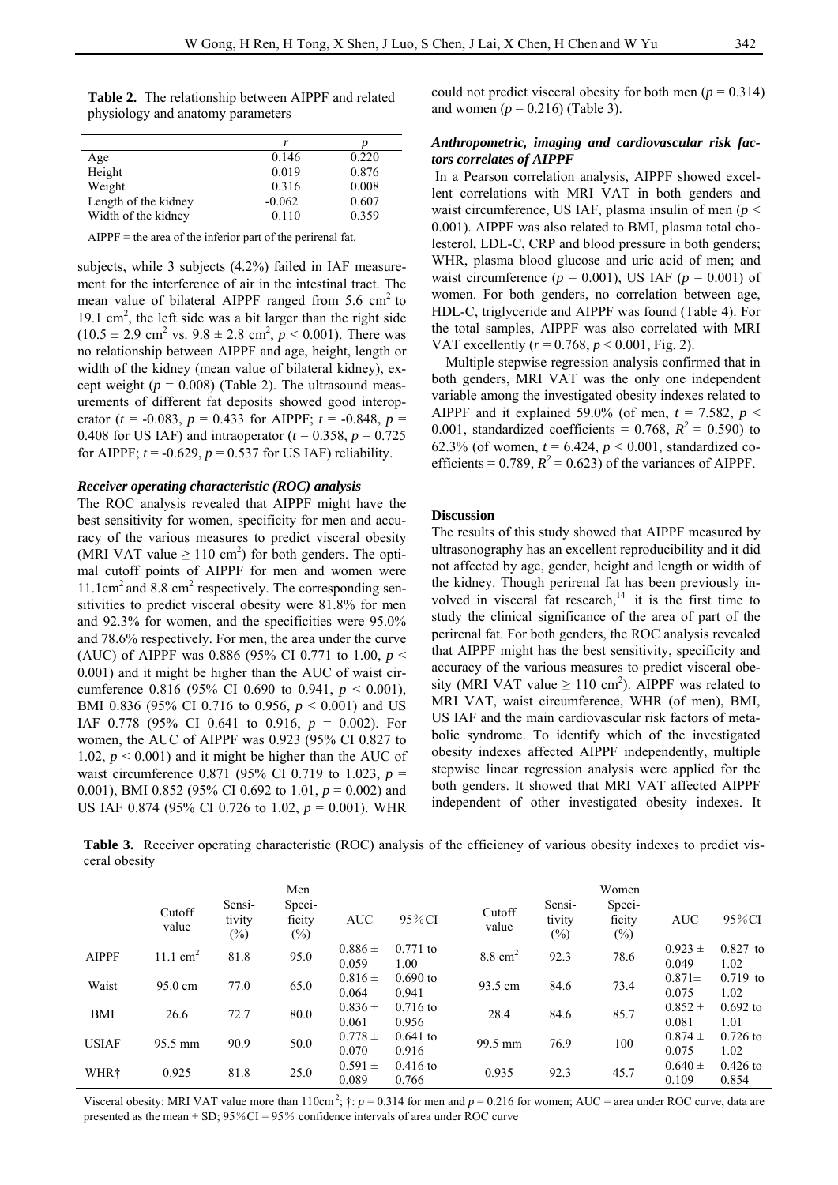**Table 2.** The relationship between AIPPF and related physiology and anatomy parameters

| | *r* | *p* |
|---|---|---|
| Age | 0.146 | 0.220 |
| Height | 0.019 | 0.876 |
| Weight | 0.316 | 0.008 |
| Length of the kidney | -0.062 | 0.607 |
| Width of the kidney | 0.110 | 0.359 |

AIPPF = the area of the inferior part of the perirenal fat.

subjects, while 3 subjects (4.2%) failed in IAF measurement for the interference of air in the intestinal tract. The mean value of bilateral AIPPF ranged from 5.6 $cm^2$ to 19.1 $cm^2$, the left side was a bit larger than the right side (10.5 ± 2.9 $cm^2$ vs. 9.8 ± 2.8 $cm^2$, $p < 0.001$). There was no relationship between AIPPF and age, height, length or width of the kidney (mean value of bilateral kidney), except weight ($p = 0.008$) (Table 2). The ultrasound measurements of different fat deposits showed good interoperator ($t = -0.083$, $p = 0.433$ for AIPPF; $t = -0.848$, $p = 0.408$ for US IAF) and intraoperator ($t = 0.358$, $p = 0.725$ for AIPPF; $t = -0.629$, $p = 0.537$ for US IAF) reliability.

### *Receiver operating characteristic (ROC) analysis*

The ROC analysis revealed that AIPPF might have the best sensitivity for women, specificity for men and accuracy of the various measures to predict visceral obesity (MRI VAT value ≥ 110 $cm^2$) for both genders. The optimal cutoff points of AIPPF for men and women were 11.1$cm^2$ and 8.8 $cm^2$ respectively. The corresponding sensitivities to predict visceral obesity were 81.8% for men and 92.3% for women, and the specificities were 95.0% and 78.6% respectively. For men, the area under the curve (AUC) of AIPPF was 0.886 (95% CI 0.771 to 1.00, $p < 0.001$) and it might be higher than the AUC of waist circumference 0.816 (95% CI 0.690 to 0.941, $p < 0.001$), BMI 0.836 (95% CI 0.716 to 0.956, $p < 0.001$) and US IAF 0.778 (95% CI 0.641 to 0.916, $p = 0.002$). For women, the AUC of AIPPF was 0.923 (95% CI 0.827 to 1.02, $p < 0.001$) and it might be higher than the AUC of waist circumference 0.871 (95% CI 0.719 to 1.023, $p = 0.001$), BMI 0.852 (95% CI 0.692 to 1.01, $p = 0.002$) and US IAF 0.874 (95% CI 0.726 to 1.02, $p = 0.001$). WHR could not predict visceral obesity for both men ($p = 0.314$) and women ($p = 0.216$) (Table 3).

### *Anthropometric, imaging and cardiovascular risk factors correlates of AIPPF*

In a Pearson correlation analysis, AIPPF showed excellent correlations with MRI VAT in both genders and waist circumference, US IAF, plasma insulin of men ($p < 0.001$). AIPPF was also related to BMI, plasma total cholesterol, LDL-C, CRP and blood pressure in both genders; WHR, plasma blood glucose and uric acid of men; and waist circumference ($p = 0.001$), US IAF ($p = 0.001$) of women. For both genders, no correlation between age, HDL-C, triglyceride and AIPPF was found (Table 4). For the total samples, AIPPF was also correlated with MRI VAT excellently ($r = 0.768$, $p < 0.001$, Fig. 2).

Multiple stepwise regression analysis confirmed that in both genders, MRI VAT was the only one independent variable among the investigated obesity indexes related to AIPPF and it explained 59.0% (of men, $t = 7.582$, $p < 0.001$, standardized coefficients = 0.768, $R^2 = 0.590$) to 62.3% (of women, $t = 6.424$, $p < 0.001$, standardized coefficients = 0.789, $R^2 = 0.623$) of the variances of AIPPF.

## Discussion

The results of this study showed that AIPPF measured by ultrasonography has an excellent reproducibility and it did not affected by age, gender, height and length or width of the kidney. Though perirenal fat has been previously involved in visceral fat research,[14] it is the first time to study the clinical significance of the area of part of the perirenal fat. For both genders, the ROC analysis revealed that AIPPF might has the best sensitivity, specificity and accuracy of the various measures to predict visceral obesity (MRI VAT value ≥ 110 $cm^2$). AIPPF was related to MRI VAT, waist circumference, WHR (of men), BMI, US IAF and the main cardiovascular risk factors of metabolic syndrome. To identify which of the investigated obesity indexes affected AIPPF independently, multiple stepwise linear regression analysis were applied for the both genders. It showed that MRI VAT affected AIPPF independent of other investigated obesity indexes. It

**Table 3.** Receiver operating characteristic (ROC) analysis of the efficiency of various obesity indexes to predict visceral obesity

| | Men | | | | | Women | | | | |
|---|---|---|---|---|---|---|---|---|---|---|
| | Cutoff value | Sensitivity (%) | Specificity (%) | AUC | 95%CI | Cutoff value | Sensitivity (%) | Specificity (%) | AUC | 95%CI |
| AIPPF | 11.1 $cm^2$ | 81.8 | 95.0 | 0.886 ± 0.059 | 0.771 to 1.00 | 8.8 $cm^2$ | 92.3 | 78.6 | 0.923 ± 0.049 | 0.827 to 1.02 |
| Waist | 95.0 cm | 77.0 | 65.0 | 0.816 ± 0.064 | 0.690 to 0.941 | 93.5 cm | 84.6 | 73.4 | 0.871± 0.075 | 0.719 to 1.02 |
| BMI | 26.6 | 72.7 | 80.0 | 0.836 ± 0.061 | 0.716 to 0.956 | 28.4 | 84.6 | 85.7 | 0.852 ± 0.081 | 0.692 to 1.01 |
| USIAF | 95.5 mm | 90.9 | 50.0 | 0.778 ± 0.070 | 0.641 to 0.916 | 99.5 mm | 76.9 | 100 | 0.874 ± 0.075 | 0.726 to 1.02 |
| WHR† | 0.925 | 81.8 | 25.0 | 0.591 ± 0.089 | 0.416 to 0.766 | 0.935 | 92.3 | 45.7 | 0.640 ± 0.109 | 0.426 to 0.854 |

Visceral obesity: MRI VAT value more than 110$cm^2$; †: $p = 0.314$ for men and $p = 0.216$ for women; AUC = area under ROC curve, data are presented as the mean ± SD; 95%CI = 95% confidence intervals of area under ROC curve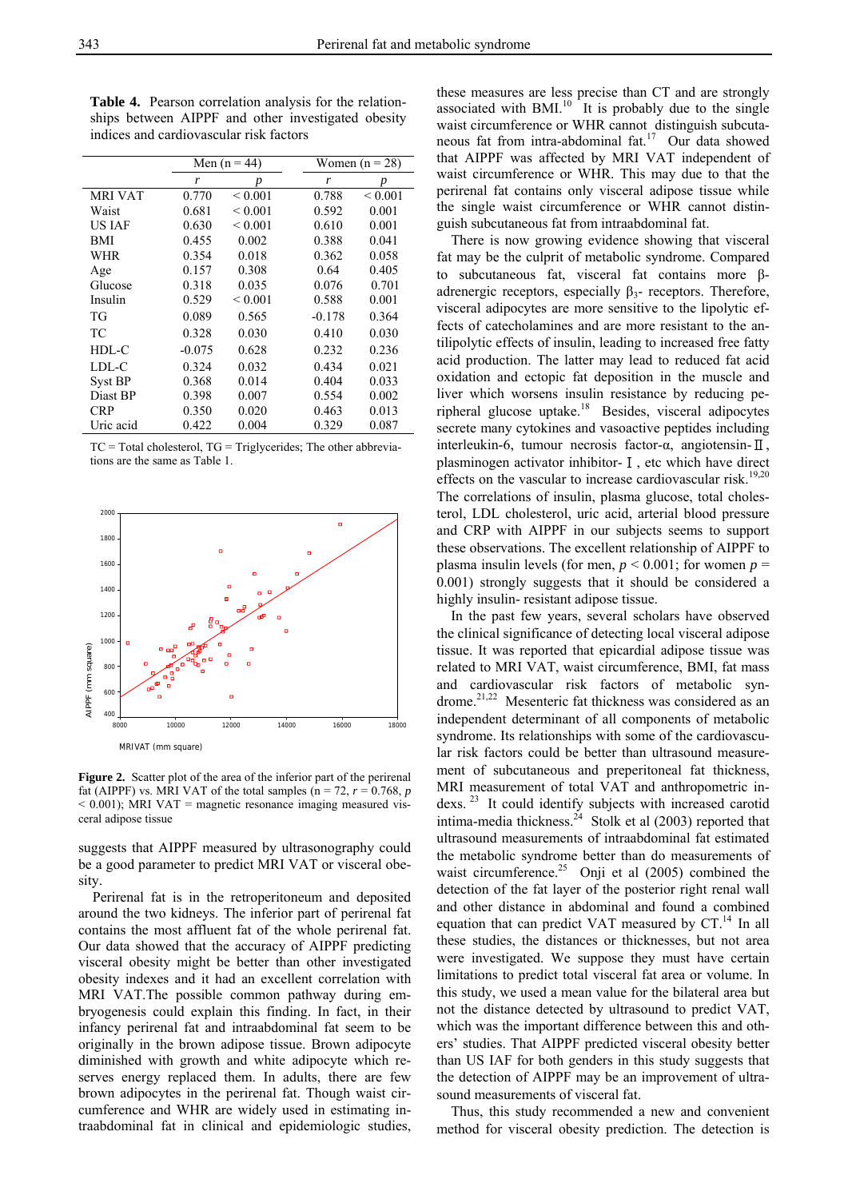**Table 4.** Pearson correlation analysis for the relationships between AIPPF and other investigated obesity indices and cardiovascular risk factors

| | Men (n = 44) | | Women (n = 28) | |
|---|---|---|---|---|
| | *r* | *p* | *r* | *p* |
| MRI VAT | 0.770 | < 0.001 | 0.788 | < 0.001 |
| Waist | 0.681 | < 0.001 | 0.592 | 0.001 |
| US IAF | 0.630 | < 0.001 | 0.610 | 0.001 |
| BMI | 0.455 | 0.002 | 0.388 | 0.041 |
| WHR | 0.354 | 0.018 | 0.362 | 0.058 |
| Age | 0.157 | 0.308 | 0.64 | 0.405 |
| Glucose | 0.318 | 0.035 | 0.076 | 0.701 |
| Insulin | 0.529 | < 0.001 | 0.588 | 0.001 |
| TG | 0.089 | 0.565 | -0.178 | 0.364 |
| TC | 0.328 | 0.030 | 0.410 | 0.030 |
| HDL-C | -0.075 | 0.628 | 0.232 | 0.236 |
| LDL-C | 0.324 | 0.032 | 0.434 | 0.021 |
| Syst BP | 0.368 | 0.014 | 0.404 | 0.033 |
| Diast BP | 0.398 | 0.007 | 0.554 | 0.002 |
| CRP | 0.350 | 0.020 | 0.463 | 0.013 |
| Uric acid | 0.422 | 0.004 | 0.329 | 0.087 |

TC = Total cholesterol, TG = Triglycerides; The other abbreviations are the same as Table 1.

**Figure 2.** Scatter plot of the area of the inferior part of the perirenal fat (AIPPF) vs. MRI VAT of the total samples (n = 72, $r = 0.768$, $p < 0.001$); MRI VAT = magnetic resonance imaging measured visceral adipose tissue

suggests that AIPPF measured by ultrasonography could be a good parameter to predict MRI VAT or visceral obesity.

Perirenal fat is in the retroperitoneum and deposited around the two kidneys. The inferior part of perirenal fat contains the most affluent fat of the whole perirenal fat. Our data showed that the accuracy of AIPPF predicting visceral obesity might be better than other investigated obesity indexes and it had an excellent correlation with MRI VAT.The possible common pathway during embryogenesis could explain this finding. In fact, in their infancy perirenal fat and intraabdominal fat seem to be originally in the brown adipose tissue. Brown adipocyte diminished with growth and white adipocyte which reserves energy replaced them. In adults, there are few brown adipocytes in the perirenal fat. Though waist circumference and WHR are widely used in estimating intraabdominal fat in clinical and epidemiologic studies, these measures are less precise than CT and are strongly associated with BMI.[10] It is probably due to the single waist circumference or WHR cannot distinguish subcutaneous fat from intra-abdominal fat.[17] Our data showed that AIPPF was affected by MRI VAT independent of waist circumference or WHR. This may due to that the perirenal fat contains only visceral adipose tissue while the single waist circumference or WHR cannot distinguish subcutaneous fat from intraabdominal fat.

There is now growing evidence showing that visceral fat may be the culprit of metabolic syndrome. Compared to subcutaneous fat, visceral fat contains more β-adrenergic receptors, especially $\beta_3$- receptors. Therefore, visceral adipocytes are more sensitive to the lipolytic effects of catecholamines and are more resistant to the antilipolytic effects of insulin, leading to increased free fatty acid production. The latter may lead to reduced fat acid oxidation and ectopic fat deposition in the muscle and liver which worsens insulin resistance by reducing peripheral glucose uptake.[18] Besides, visceral adipocytes secrete many cytokines and vasoactive peptides including interleukin-6, tumour necrosis factor-α, angiotensin-Ⅱ, plasminogen activator inhibitor-Ⅰ, etc which have direct effects on the vascular to increase cardiovascular risk.[19,20] The correlations of insulin, plasma glucose, total cholesterol, LDL cholesterol, uric acid, arterial blood pressure and CRP with AIPPF in our subjects seems to support these observations. The excellent relationship of AIPPF to plasma insulin levels (for men, $p < 0.001$; for women $p = 0.001$) strongly suggests that it should be considered a highly insulin- resistant adipose tissue.

In the past few years, several scholars have observed the clinical significance of detecting local visceral adipose tissue. It was reported that epicardial adipose tissue was related to MRI VAT, waist circumference, BMI, fat mass and cardiovascular risk factors of metabolic syndrome.[21,22] Mesenteric fat thickness was considered as an independent determinant of all components of metabolic syndrome. Its relationships with some of the cardiovascular risk factors could be better than ultrasound measurement of subcutaneous and preperitoneal fat thickness, MRI measurement of total VAT and anthropometric indexes.[23] It could identify subjects with increased carotid intima-media thickness.[24] Stolk et al (2003) reported that ultrasound measurements of intraabdominal fat estimated the metabolic syndrome better than do measurements of waist circumference.[25] Onji et al (2005) combined the detection of the fat layer of the posterior right renal wall and other distance in abdominal and found a combined equation that can predict VAT measured by CT.[14] In all these studies, the distances or thicknesses, but not area were investigated. We suppose they must have certain limitations to predict total visceral fat area or volume. In this study, we used a mean value for the bilateral area but not the distances detected by ultrasound to predict VAT, which was the important difference between this and others' studies. That AIPPF predicted visceral obesity better than US IAF for both genders in this study suggests that the detection of AIPPF may be an improvement of ultrasound measurements of visceral fat.

Thus, this study recommended a new and convenient method for visceral obesity prediction. The detection is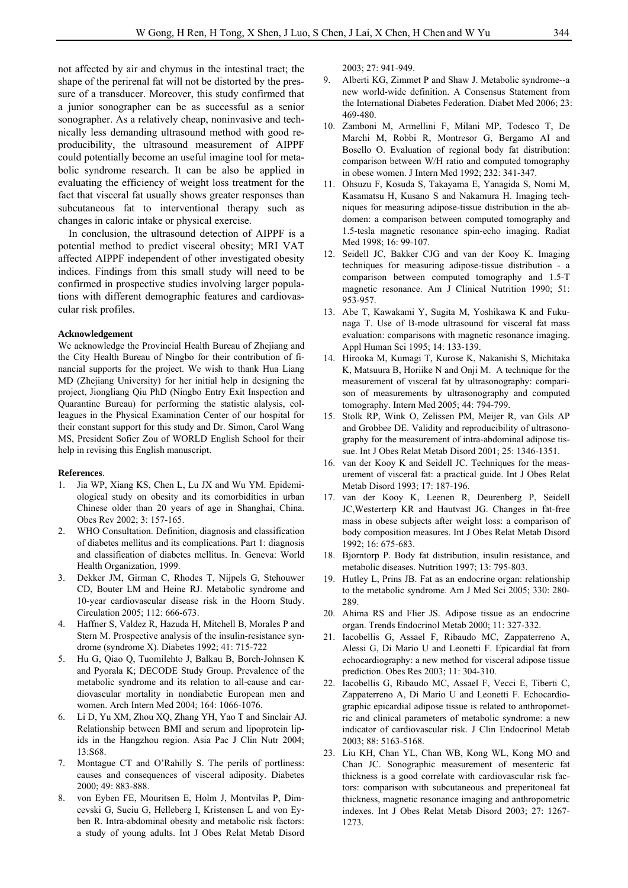not affected by air and chymus in the intestinal tract; the shape of the perirenal fat will not be distorted by the pressure of a transducer. Moreover, this study confirmed that a junior sonographer can be as successful as a senior sonographer. As a relatively cheap, noninvasive and technically less demanding ultrasound method with good reproducibility, the ultrasound measurement of AIPPF could potentially become an useful imagine tool for metabolic syndrome research. It can be also be applied in evaluating the efficiency of weight loss treatment for the fact that visceral fat usually shows greater responses than subcutaneous fat to interventional therapy such as changes in caloric intake or physical exercise.

In conclusion, the ultrasound detection of AIPPF is a potential method to predict visceral obesity; MRI VAT affected AIPPF independent of other investigated obesity indices. Findings from this small study will need to be confirmed in prospective studies involving larger populations with different demographic features and cardiovascular risk profiles.

**Acknowledgement**

We acknowledge the Provincial Health Bureau of Zhejiang and the City Health Bureau of Ningbo for their contribution of financial supports for the project. We wish to thank Hua Liang MD (Zhejiang University) for her initial help in designing the project, Jiongliang Qiu PhD (Ningbo Entry Exit Inspection and Quarantine Bureau) for performing the statistic alalysis, colleagues in the Physical Examination Center of our hospital for their constant support for this study and Dr. Simon, Carol Wang MS, President Sofier Zou of WORLD English School for their help in revising this English manuscript.

**References**.

1. Jia WP, Xiang KS, Chen L, Lu JX and Wu YM. Epidemiological study on obesity and its comorbidities in urban Chinese older than 20 years of age in Shanghai, China. Obes Rev 2002; 3: 157-165.
2. WHO Consultation. Definition, diagnosis and classification of diabetes mellitus and its complications. Part 1: diagnosis and classification of diabetes mellitus. In. Geneva: World Health Organization, 1999.
3. Dekker JM, Girman C, Rhodes T, Nijpels G, Stehouwer CD, Bouter LM and Heine RJ. Metabolic syndrome and 10-year cardiovascular disease risk in the Hoorn Study. Circulation 2005; 112: 666-673.
4. Haffner S, Valdez R, Hazuda H, Mitchell B, Morales P and Stern M. Prospective analysis of the insulin-resistance syndrome (syndrome X). Diabetes 1992; 41: 715-722
5. Hu G, Qiao Q, Tuomilehto J, Balkau B, Borch-Johnsen K and Pyorala K; DECODE Study Group. Prevalence of the metabolic syndrome and its relation to all-cause and cardiovascular mortality in nondiabetic European men and women. Arch Intern Med 2004; 164: 1066-1076.
6. Li D, Yu XM, Zhou XQ, Zhang YH, Yao T and Sinclair AJ. Relationship between BMI and serum and lipoprotein lipids in the Hangzhou region. Asia Pac J Clin Nutr 2004; 13:S68.
7. Montague CT and O'Rahilly S. The perils of portliness: causes and consequences of visceral adiposity. Diabetes 2000; 49: 883-888.
8. von Eyben FE, Mouritsen E, Holm J, Montvilas P, Dimcevski G, Suciu G, Helleberg I, Kristensen L and von Eyben R. Intra-abdominal obesity and metabolic risk factors: a study of young adults. Int J Obes Relat Metab Disord 2003; 27: 941-949.
9. Alberti KG, Zimmet P and Shaw J. Metabolic syndrome--a new world-wide definition. A Consensus Statement from the International Diabetes Federation. Diabet Med 2006; 23: 469-480.
10. Zamboni M, Armellini F, Milani MP, Todesco T, De Marchi M, Robbi R, Montresor G, Bergamo AI and Bosello O. Evaluation of regional body fat distribution: comparison between W/H ratio and computed tomography in obese women. J Intern Med 1992; 232: 341-347.
11. Ohsuzu F, Kosuda S, Takayama E, Yanagida S, Nomi M, Kasamatsu H, Kusano S and Nakamura H. Imaging techniques for measuring adipose-tissue distribution in the abdomen: a comparison between computed tomography and 1.5-tesla magnetic resonance spin-echo imaging. Radiat Med 1998; 16: 99-107.
12. Seidell JC, Bakker CJG and van der Kooy K. Imaging techniques for measuring adipose-tissue distribution - a comparison between computed tomography and 1.5-T magnetic resonance. Am J Clinical Nutrition 1990; 51: 953-957.
13. Abe T, Kawakami Y, Sugita M, Yoshikawa K and Fukunaga T. Use of B-mode ultrasound for visceral fat mass evaluation: comparisons with magnetic resonance imaging. Appl Human Sci 1995; 14: 133-139.
14. Hirooka M, Kumagi T, Kurose K, Nakanishi S, Michitaka K, Matsuura B, Horiike N and Onji M. A technique for the measurement of visceral fat by ultrasonography: comparison of measurements by ultrasonography and computed tomography. Intern Med 2005; 44: 794-799.
15. Stolk RP, Wink O, Zelissen PM, Meijer R, van Gils AP and Grobbee DE. Validity and reproducibility of ultrasonography for the measurement of intra-abdominal adipose tissue. Int J Obes Relat Metab Disord 2001; 25: 1346-1351.
16. van der Kooy K and Seidell JC. Techniques for the measurement of visceral fat: a practical guide. Int J Obes Relat Metab Disord 1993; 17: 187-196.
17. van der Kooy K, Leenen R, Deurenberg P, Seidell JC,Westerterp KR and Hautvast JG. Changes in fat-free mass in obese subjects after weight loss: a comparison of body composition measures. Int J Obes Relat Metab Disord 1992; 16: 675-683.
18. Bjorntorp P. Body fat distribution, insulin resistance, and metabolic diseases. Nutrition 1997; 13: 795-803.
19. Hutley L, Prins JB. Fat as an endocrine organ: relationship to the metabolic syndrome. Am J Med Sci 2005; 330: 280-289.
20. Ahima RS and Flier JS. Adipose tissue as an endocrine organ. Trends Endocrinol Metab 2000; 11: 327-332.
21. Iacobellis G, Assael F, Ribaudo MC, Zappaterreno A, Alessi G, Di Mario U and Leonetti F. Epicardial fat from echocardiography: a new method for visceral adipose tissue prediction. Obes Res 2003; 11: 304-310.
22. Iacobellis G, Ribaudo MC, Assael F, Vecci E, Tiberti C, Zappaterreno A, Di Mario U and Leonetti F. Echocardiographic epicardial adipose tissue is related to anthropometric and clinical parameters of metabolic syndrome: a new indicator of cardiovascular risk. J Clin Endocrinol Metab 2003; 88: 5163-5168.
23. Liu KH, Chan YL, Chan WB, Kong WL, Kong MO and Chan JC. Sonographic measurement of mesenteric fat thickness is a good correlate with cardiovascular risk factors: comparison with subcutaneous and preperitoneal fat thickness, magnetic resonance imaging and anthropometric indexes. Int J Obes Relat Metab Disord 2003; 27: 1267-1273.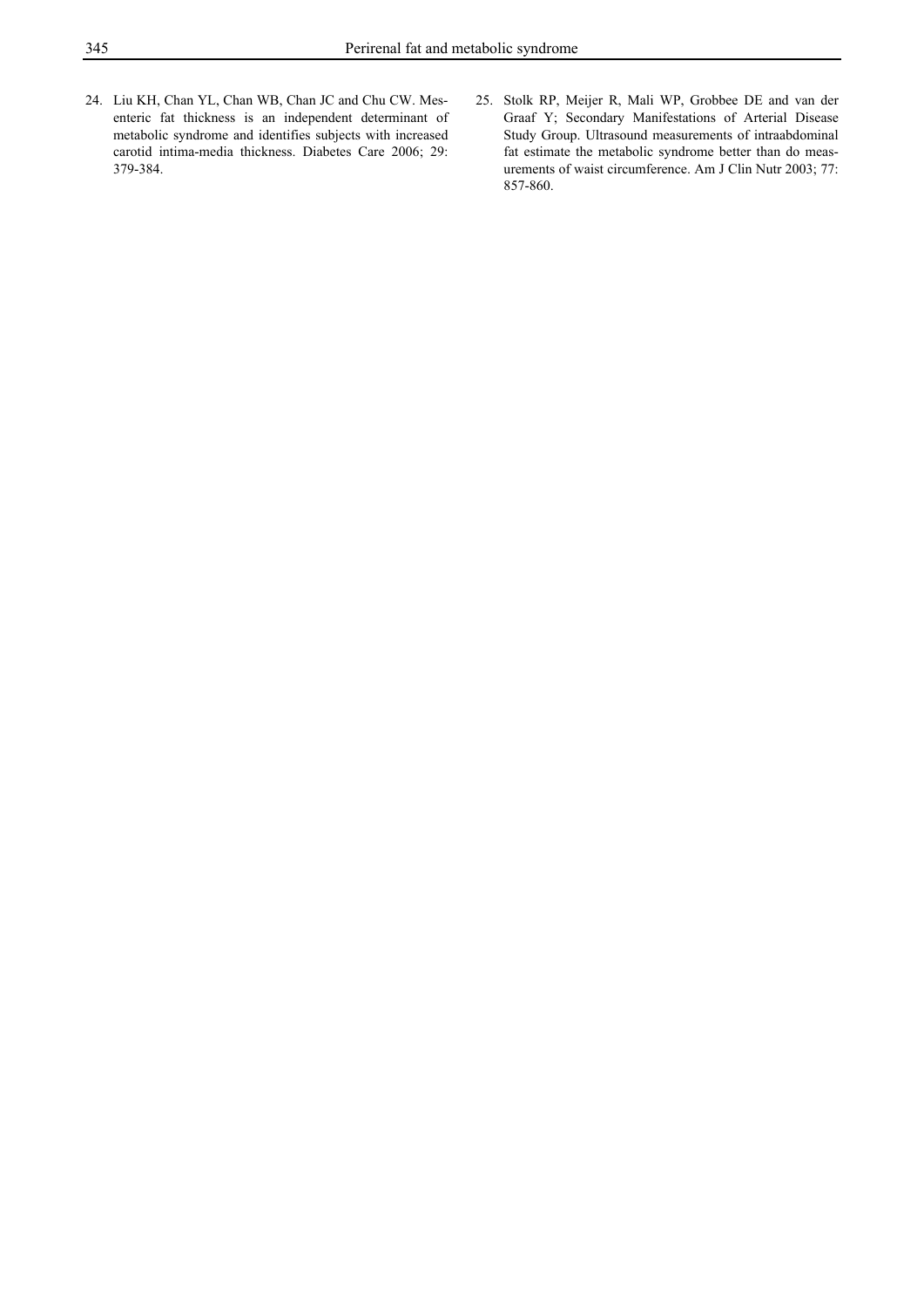24. Liu KH, Chan YL, Chan WB, Chan JC and Chu CW. Mesenteric fat thickness is an independent determinant of metabolic syndrome and identifies subjects with increased carotid intima-media thickness. Diabetes Care 2006; 29: 379-384.
25. Stolk RP, Meijer R, Mali WP, Grobbee DE and van der Graaf Y; Secondary Manifestations of Arterial Disease Study Group. Ultrasound measurements of intraabdominal fat estimate the metabolic syndrome better than do measurements of waist circumference. Am J Clin Nutr 2003; 77: 857-860.